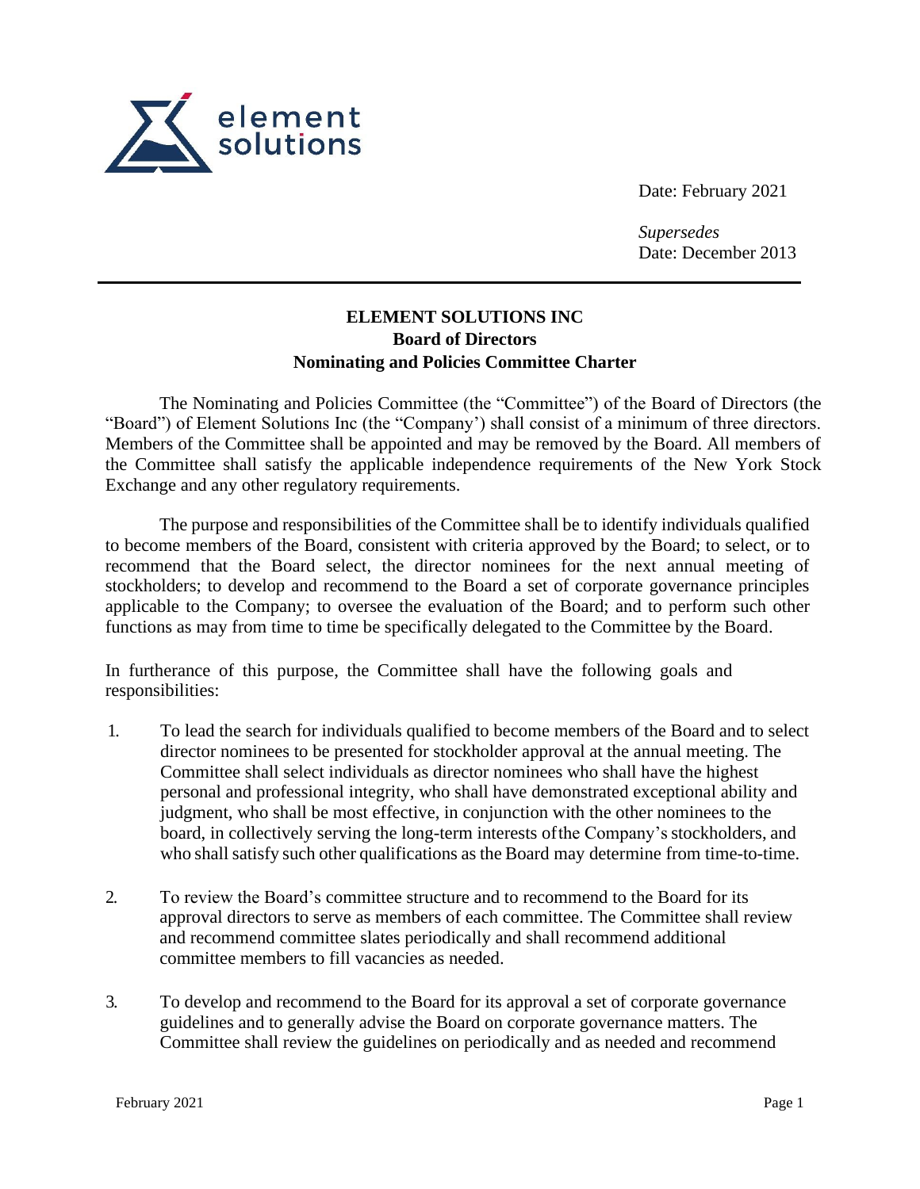Date: February 2021

*Supersedes*
Date: December 2013

---

# ELEMENT SOLUTIONS INC
## Board of Directors
## Nominating and Policies Committee Charter

The Nominating and Policies Committee (the "Committee") of the Board of Directors (the "Board") of Element Solutions Inc (the "Company') shall consist of a minimum of three directors. Members of the Committee shall be appointed and may be removed by the Board. All members of the Committee shall satisfy the applicable independence requirements of the New York Stock Exchange and any other regulatory requirements.

The purpose and responsibilities of the Committee shall be to identify individuals qualified to become members of the Board, consistent with criteria approved by the Board; to select, or to recommend that the Board select, the director nominees for the next annual meeting of stockholders; to develop and recommend to the Board a set of corporate governance principles applicable to the Company; to oversee the evaluation of the Board; and to perform such other functions as may from time to time be specifically delegated to the Committee by the Board.

In furtherance of this purpose, the Committee shall have the following goals and responsibilities:

1. To lead the search for individuals qualified to become members of the Board and to select director nominees to be presented for stockholder approval at the annual meeting. The Committee shall select individuals as director nominees who shall have the highest personal and professional integrity, who shall have demonstrated exceptional ability and judgment, who shall be most effective, in conjunction with the other nominees to the board, in collectively serving the long-term interests ofthe Company's stockholders, and who shall satisfy such other qualifications as the Board may determine from time-to-time.

2. To review the Board's committee structure and to recommend to the Board for its approval directors to serve as members of each committee. The Committee shall review and recommend committee slates periodically and shall recommend additional committee members to fill vacancies as needed.

3. To develop and recommend to the Board for its approval a set of corporate governance guidelines and to generally advise the Board on corporate governance matters. The Committee shall review the guidelines on periodically and as needed and recommend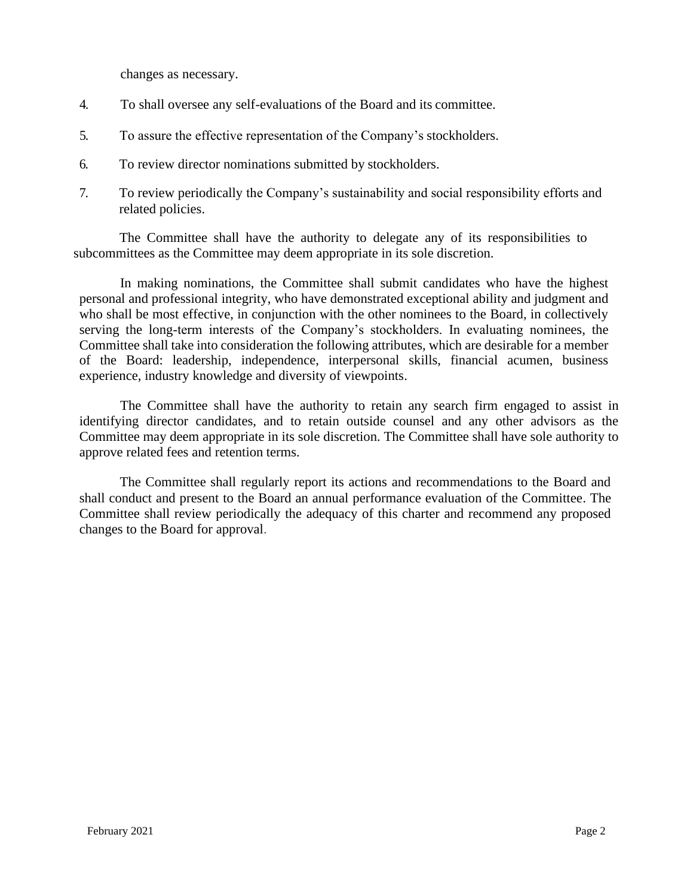changes as necessary.

4. To shall oversee any self-evaluations of the Board and its committee.

5. To assure the effective representation of the Company's stockholders.

6. To review director nominations submitted by stockholders.

7. To review periodically the Company's sustainability and social responsibility efforts and related policies.

The Committee shall have the authority to delegate any of its responsibilities to subcommittees as the Committee may deem appropriate in its sole discretion.

In making nominations, the Committee shall submit candidates who have the highest personal and professional integrity, who have demonstrated exceptional ability and judgment and who shall be most effective, in conjunction with the other nominees to the Board, in collectively serving the long-term interests of the Company's stockholders. In evaluating nominees, the Committee shall take into consideration the following attributes, which are desirable for a member of the Board: leadership, independence, interpersonal skills, financial acumen, business experience, industry knowledge and diversity of viewpoints.

The Committee shall have the authority to retain any search firm engaged to assist in identifying director candidates, and to retain outside counsel and any other advisors as the Committee may deem appropriate in its sole discretion. The Committee shall have sole authority to approve related fees and retention terms.

The Committee shall regularly report its actions and recommendations to the Board and shall conduct and present to the Board an annual performance evaluation of the Committee. The Committee shall review periodically the adequacy of this charter and recommend any proposed changes to the Board for approval.

February 2021